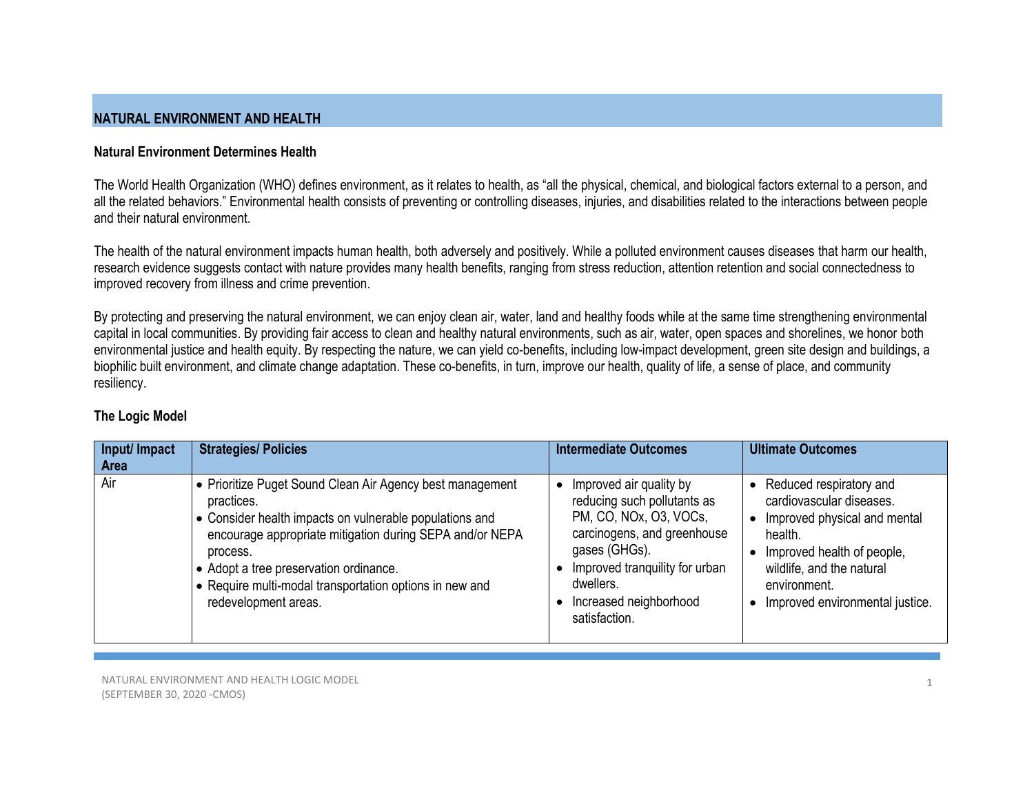# NATURAL ENVIRONMENT AND HEALTH

## Natural Environment Determines Health

The World Health Organization (WHO) defines environment, as it relates to health, as "all the physical, chemical, and biological factors external to a person, and all the related behaviors." Environmental health consists of preventing or controlling diseases, injuries, and disabilities related to the interactions between people and their natural environment.

The health of the natural environment impacts human health, both adversely and positively. While a polluted environment causes diseases that harm our health, research evidence suggests contact with nature provides many health benefits, ranging from stress reduction, attention retention and social connectedness to improved recovery from illness and crime prevention.

By protecting and preserving the natural environment, we can enjoy clean air, water, land and healthy foods while at the same time strengthening environmental capital in local communities. By providing fair access to clean and healthy natural environments, such as air, water, open spaces and shorelines, we honor both environmental justice and health equity. By respecting the nature, we can yield co-benefits, including low-impact development, green site design and buildings, a biophilic built environment, and climate change adaptation. These co-benefits, in turn, improve our health, quality of life, a sense of place, and community resiliency.

## The Logic Model

| Input/ Impact Area | Strategies/ Policies | Intermediate Outcomes | Ultimate Outcomes |
|---|---|---|---|
| Air | • Prioritize Puget Sound Clean Air Agency best management practices.<br>• Consider health impacts on vulnerable populations and encourage appropriate mitigation during SEPA and/or NEPA process.<br>• Adopt a tree preservation ordinance.<br>• Require multi-modal transportation options in new and redevelopment areas. | • Improved air quality by reducing such pollutants as PM, CO, NOx, O3, VOCs, carcinogens, and greenhouse gases (GHGs).<br>• Improved tranquility for urban dwellers.<br>• Increased neighborhood satisfaction. | • Reduced respiratory and cardiovascular diseases.<br>• Improved physical and mental health.<br>• Improved health of people, wildlife, and the natural environment.<br>• Improved environmental justice. |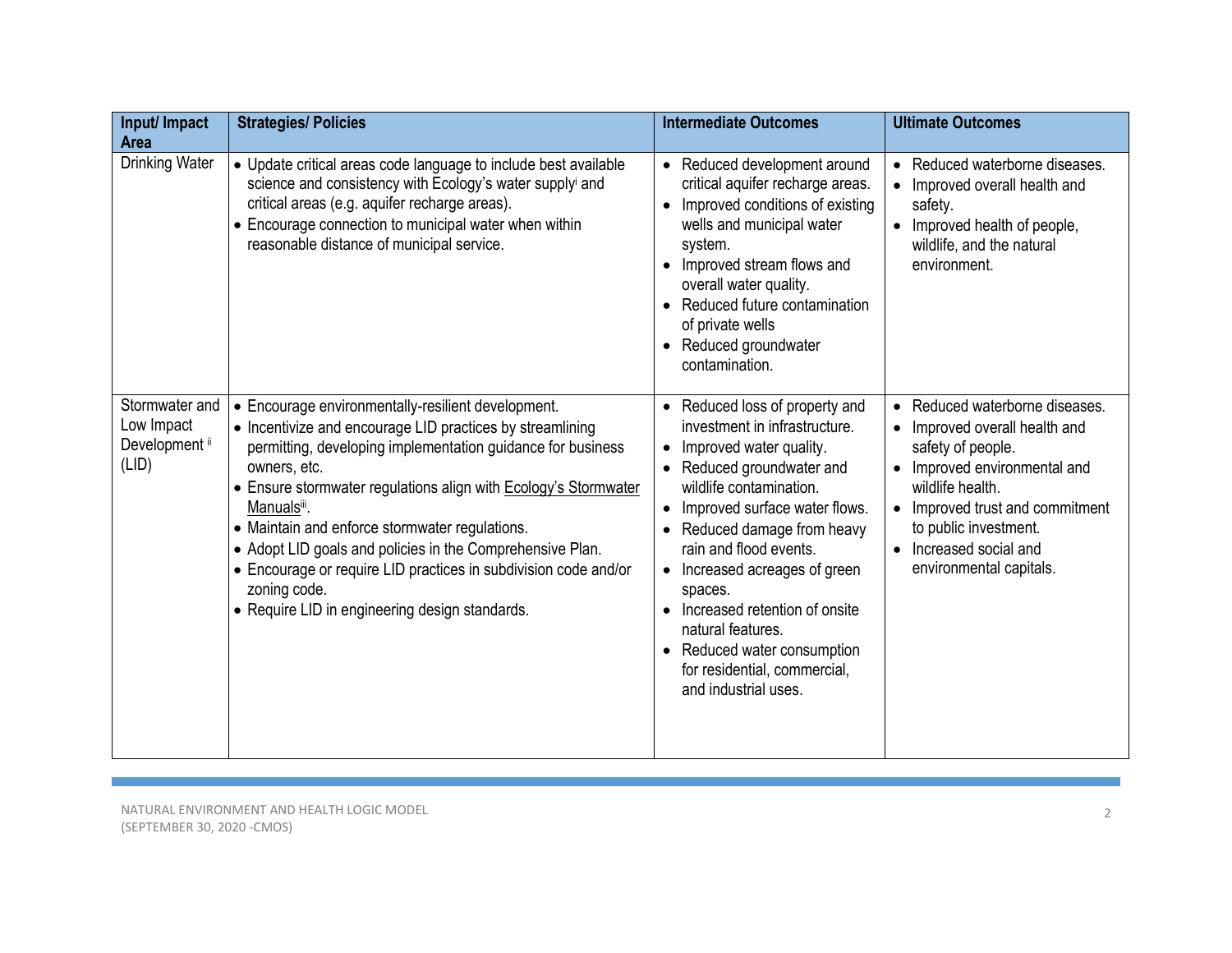| Input/ Impact Area | Strategies/ Policies | Intermediate Outcomes | Ultimate Outcomes |
|---|---|---|---|
| Drinking Water | • Update critical areas code language to include best available science and consistency with Ecology's water supply[i] and critical areas (e.g. aquifer recharge areas).<br>• Encourage connection to municipal water when within reasonable distance of municipal service. | • Reduced development around critical aquifer recharge areas.<br>• Improved conditions of existing wells and municipal water system.<br>• Improved stream flows and overall water quality.<br>• Reduced future contamination of private wells<br>• Reduced groundwater contamination. | • Reduced waterborne diseases.<br>• Improved overall health and safety.<br>• Improved health of people, wildlife, and the natural environment. |
| Stormwater and Low Impact Development [ii] (LID) | • Encourage environmentally-resilient development.<br>• Incentivize and encourage LID practices by streamlining permitting, developing implementation guidance for business owners, etc.<br>• Ensure stormwater regulations align with Ecology's Stormwater Manuals[iii].<br>• Maintain and enforce stormwater regulations.<br>• Adopt LID goals and policies in the Comprehensive Plan.<br>• Encourage or require LID practices in subdivision code and/or zoning code.<br>• Require LID in engineering design standards. | • Reduced loss of property and investment in infrastructure.<br>• Improved water quality.<br>• Reduced groundwater and wildlife contamination.<br>• Improved surface water flows.<br>• Reduced damage from heavy rain and flood events.<br>• Increased acreages of green spaces.<br>• Increased retention of onsite natural features.<br>• Reduced water consumption for residential, commercial, and industrial uses. | • Reduced waterborne diseases.<br>• Improved overall health and safety of people.<br>• Improved environmental and wildlife health.<br>• Improved trust and commitment to public investment.<br>• Increased social and environmental capitals. |

NATURAL ENVIRONMENT AND HEALTH LOGIC MODEL
(SEPTEMBER 30, 2020 -CMOS)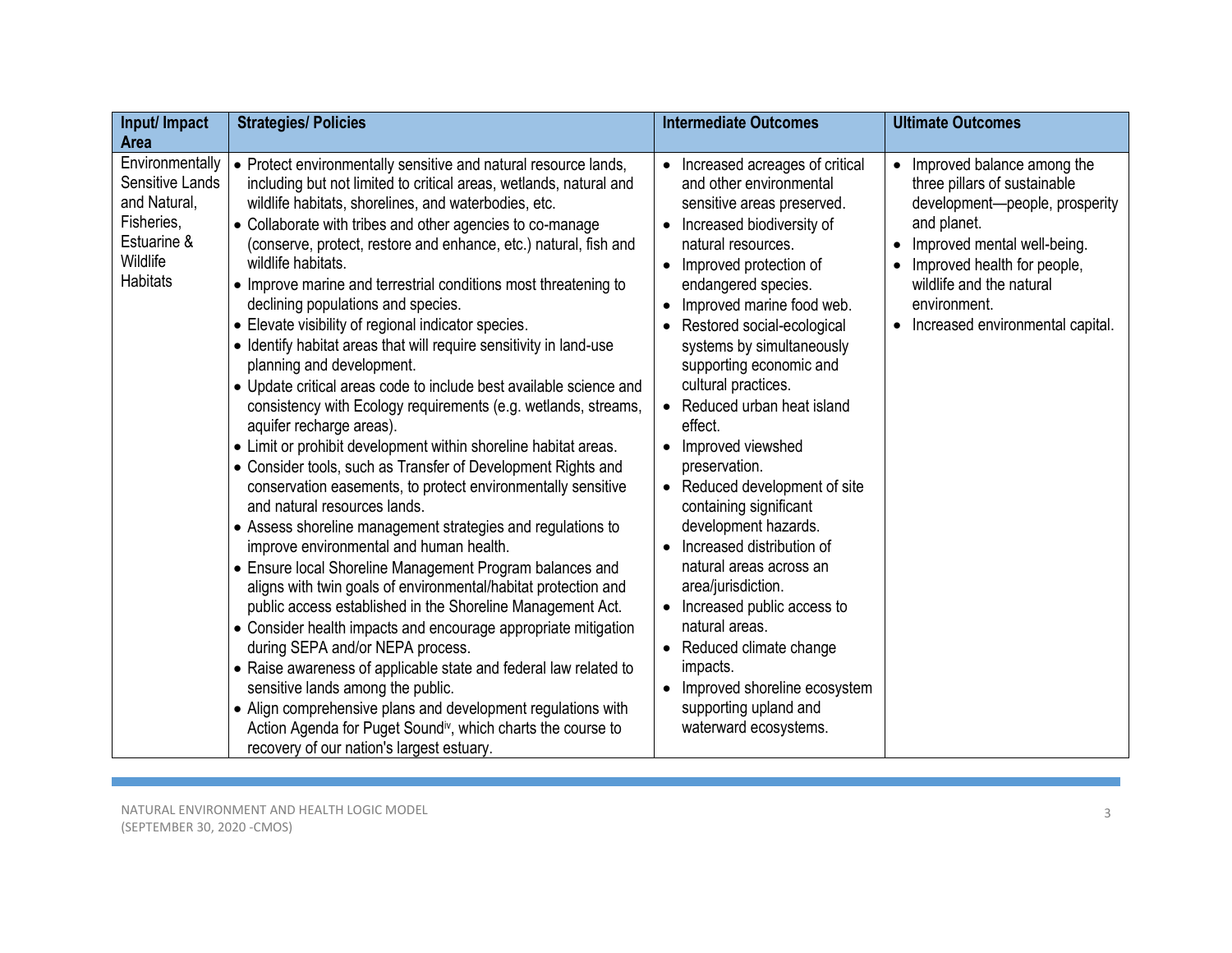| Input/ Impact Area | Strategies/ Policies | Intermediate Outcomes | Ultimate Outcomes |
|---|---|---|---|
| Environmentally Sensitive Lands and Natural, Fisheries, Estuarine & Wildlife Habitats | • Protect environmentally sensitive and natural resource lands, including but not limited to critical areas, wetlands, natural and wildlife habitats, shorelines, and waterbodies, etc.<br>• Collaborate with tribes and other agencies to co-manage (conserve, protect, restore and enhance, etc.) natural, fish and wildlife habitats.<br>• Improve marine and terrestrial conditions most threatening to declining populations and species.<br>• Elevate visibility of regional indicator species.<br>• Identify habitat areas that will require sensitivity in land-use planning and development.<br>• Update critical areas code to include best available science and consistency with Ecology requirements (e.g. wetlands, streams, aquifer recharge areas).<br>• Limit or prohibit development within shoreline habitat areas.<br>• Consider tools, such as Transfer of Development Rights and conservation easements, to protect environmentally sensitive and natural resources lands.<br>• Assess shoreline management strategies and regulations to improve environmental and human health.<br>• Ensure local Shoreline Management Program balances and aligns with twin goals of environmental/habitat protection and public access established in the Shoreline Management Act.<br>• Consider health impacts and encourage appropriate mitigation during SEPA and/or NEPA process.<br>• Raise awareness of applicable state and federal law related to sensitive lands among the public.<br>• Align comprehensive plans and development regulations with Action Agenda for Puget Sound[iv], which charts the course to recovery of our nation's largest estuary. | • Increased acreages of critical and other environmental sensitive areas preserved.<br>• Increased biodiversity of natural resources.<br>• Improved protection of endangered species.<br>• Improved marine food web.<br>• Restored social-ecological systems by simultaneously supporting economic and cultural practices.<br>• Reduced urban heat island effect.<br>• Improved viewshed preservation.<br>• Reduced development of site containing significant development hazards.<br>• Increased distribution of natural areas across an area/jurisdiction.<br>• Increased public access to natural areas.<br>• Reduced climate change impacts.<br>• Improved shoreline ecosystem supporting upland and waterward ecosystems. | • Improved balance among the three pillars of sustainable development—people, prosperity and planet.<br>• Improved mental well-being.<br>• Improved health for people, wildlife and the natural environment.<br>• Increased environmental capital. |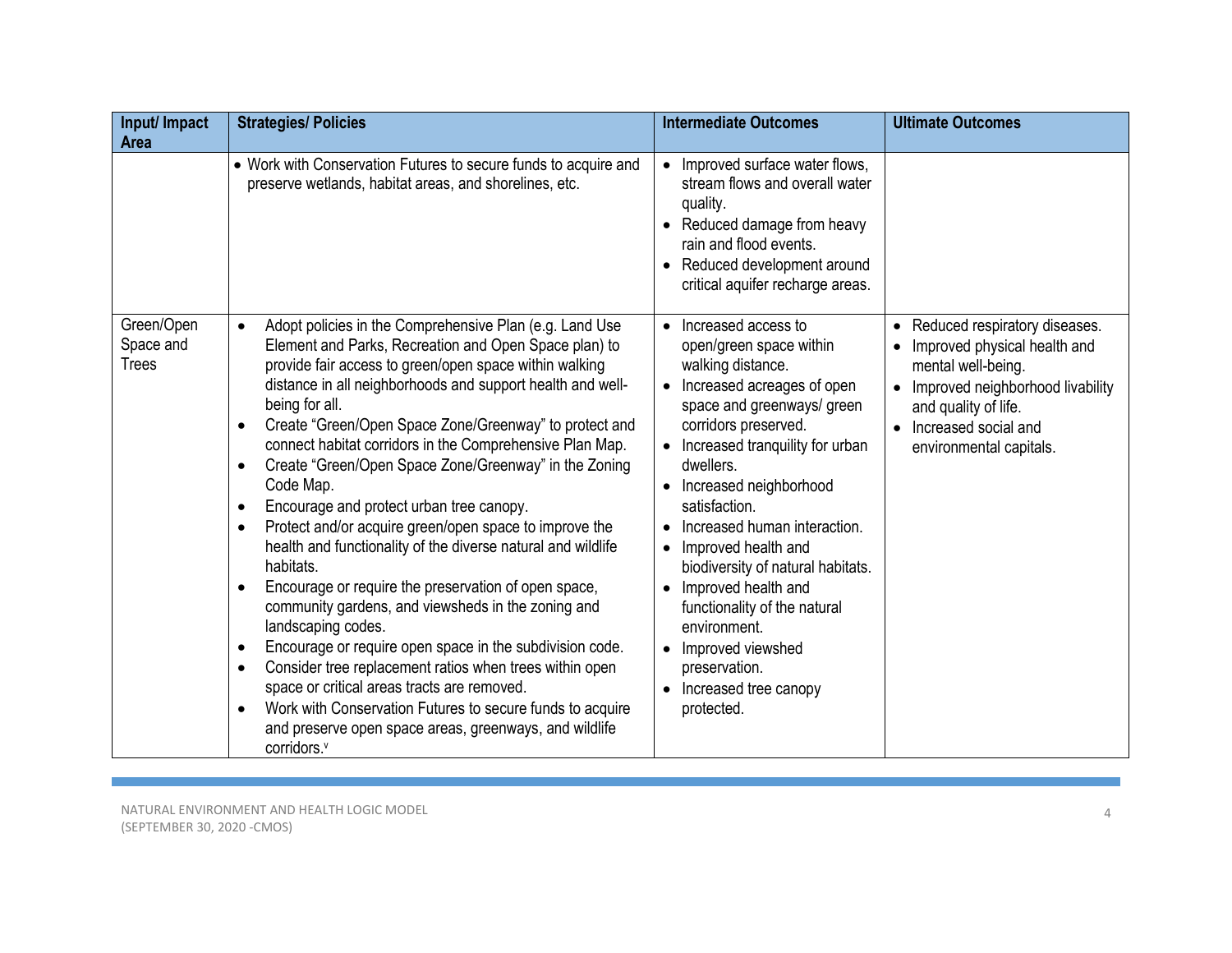| Input/ Impact Area | Strategies/ Policies | Intermediate Outcomes | Ultimate Outcomes |
|---|---|---|---|
| | • Work with Conservation Futures to secure funds to acquire and preserve wetlands, habitat areas, and shorelines, etc. | • Improved surface water flows, stream flows and overall water quality.<br>• Reduced damage from heavy rain and flood events.<br>• Reduced development around critical aquifer recharge areas. | |
| Green/Open Space and Trees | • Adopt policies in the Comprehensive Plan (e.g. Land Use Element and Parks, Recreation and Open Space plan) to provide fair access to green/open space within walking distance in all neighborhoods and support health and well-being for all.<br>• Create "Green/Open Space Zone/Greenway" to protect and connect habitat corridors in the Comprehensive Plan Map.<br>• Create "Green/Open Space Zone/Greenway" in the Zoning Code Map.<br>• Encourage and protect urban tree canopy.<br>• Protect and/or acquire green/open space to improve the health and functionality of the diverse natural and wildlife habitats.<br>• Encourage or require the preservation of open space, community gardens, and viewsheds in the zoning and landscaping codes.<br>• Encourage or require open space in the subdivision code.<br>• Consider tree replacement ratios when trees within open space or critical areas tracts are removed.<br>• Work with Conservation Futures to secure funds to acquire and preserve open space areas, greenways, and wildlife corridors.[v] | • Increased access to open/green space within walking distance.<br>• Increased acreages of open space and greenways/ green corridors preserved.<br>• Increased tranquility for urban dwellers.<br>• Increased neighborhood satisfaction.<br>• Increased human interaction.<br>• Improved health and biodiversity of natural habitats.<br>• Improved health and functionality of the natural environment.<br>• Improved viewshed preservation.<br>• Increased tree canopy protected. | • Reduced respiratory diseases.<br>• Improved physical health and mental well-being.<br>• Improved neighborhood livability and quality of life.<br>• Increased social and environmental capitals. |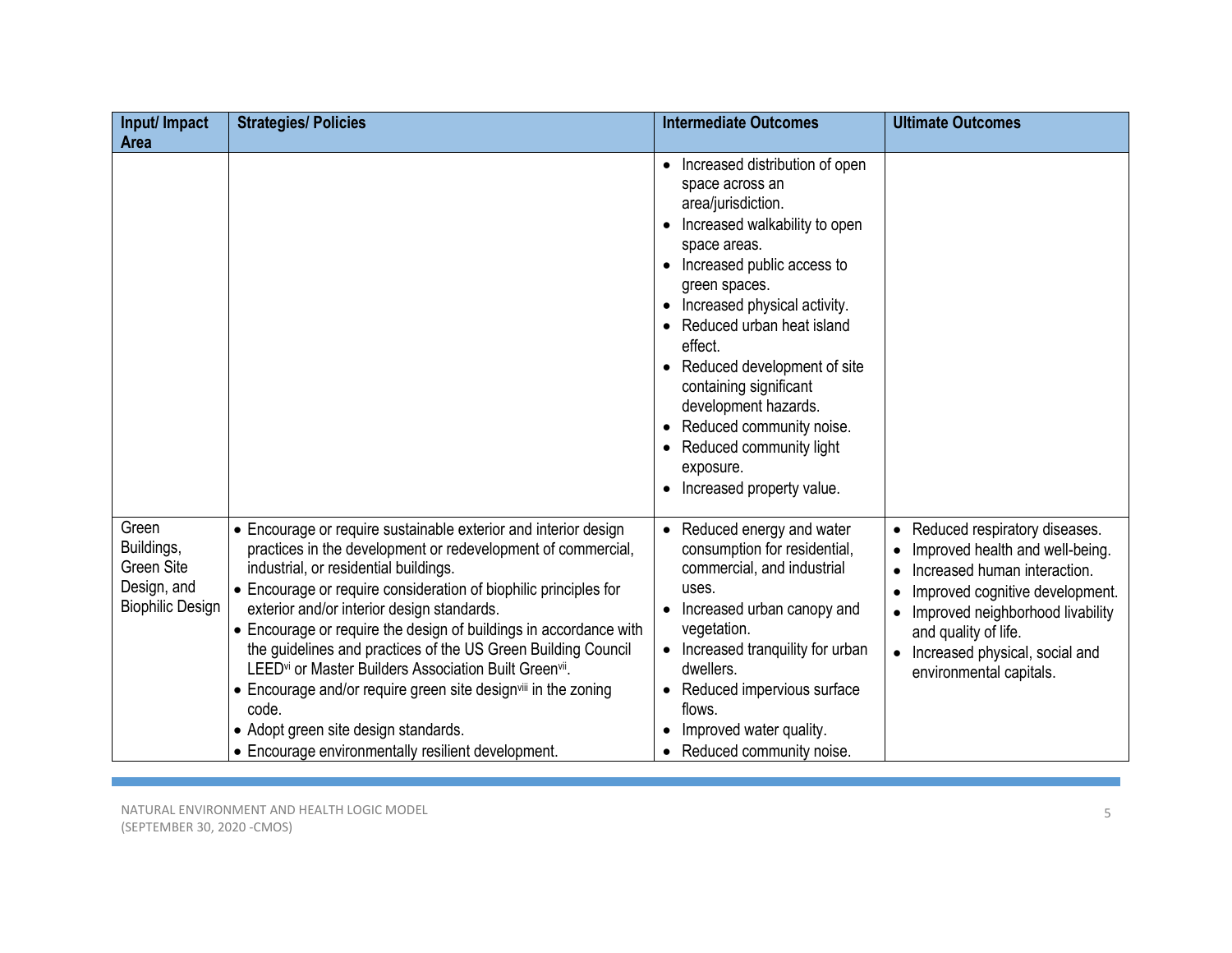| Input/ Impact Area | Strategies/ Policies | Intermediate Outcomes | Ultimate Outcomes |
|---|---|---|---|
| | | • Increased distribution of open space across an area/jurisdiction.<br>• Increased walkability to open space areas.<br>• Increased public access to green spaces.<br>• Increased physical activity.<br>• Reduced urban heat island effect.<br>• Reduced development of site containing significant development hazards.<br>• Reduced community noise.<br>• Reduced community light exposure.<br>• Increased property value. | |
| Green Buildings, Green Site Design, and Biophilic Design | • Encourage or require sustainable exterior and interior design practices in the development or redevelopment of commercial, industrial, or residential buildings.<br>• Encourage or require consideration of biophilic principles for exterior and/or interior design standards.<br>• Encourage or require the design of buildings in accordance with the guidelines and practices of the US Green Building Council LEED[vi] or Master Builders Association Built Green[vii].<br>• Encourage and/or require green site design[viii] in the zoning code.<br>• Adopt green site design standards.<br>• Encourage environmentally resilient development. | • Reduced energy and water consumption for residential, commercial, and industrial uses.<br>• Increased urban canopy and vegetation.<br>• Increased tranquility for urban dwellers.<br>• Reduced impervious surface flows.<br>• Improved water quality.<br>• Reduced community noise. | • Reduced respiratory diseases.<br>• Improved health and well-being.<br>• Increased human interaction.<br>• Improved cognitive development.<br>• Improved neighborhood livability and quality of life.<br>• Increased physical, social and environmental capitals. |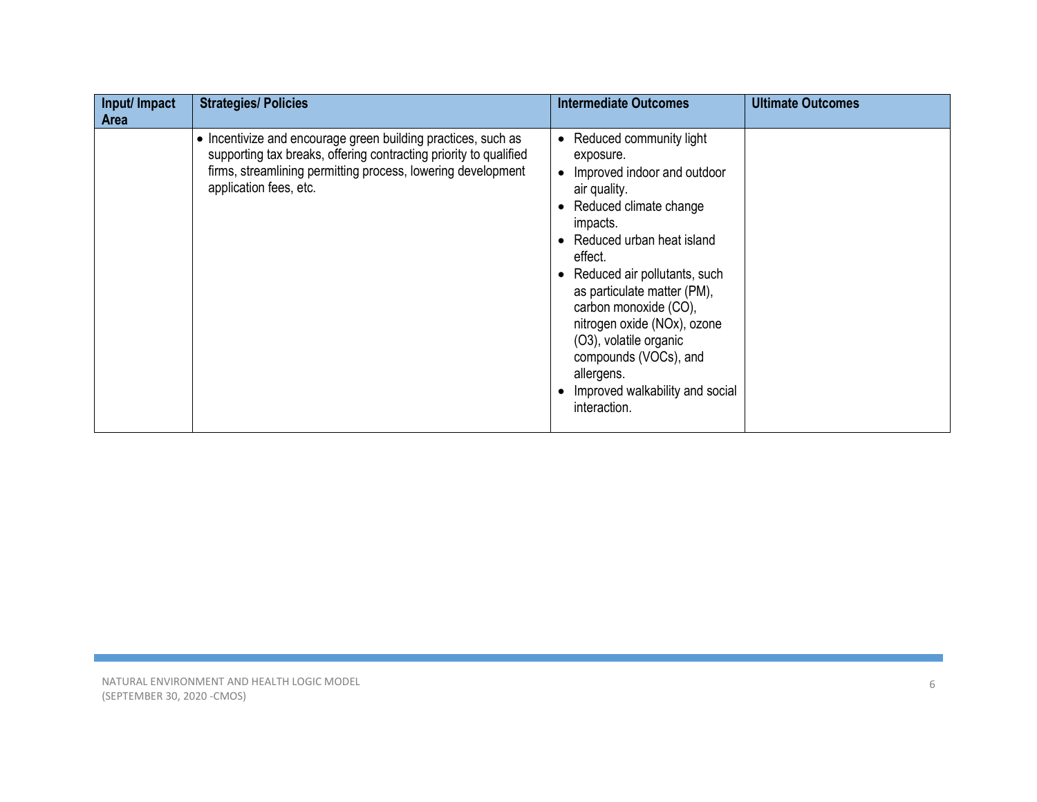| Input/ Impact Area | Strategies/ Policies | Intermediate Outcomes | Ultimate Outcomes |
|---|---|---|---|
| | • Incentivize and encourage green building practices, such as supporting tax breaks, offering contracting priority to qualified firms, streamlining permitting process, lowering development application fees, etc. | • Reduced community light exposure.<br>• Improved indoor and outdoor air quality.<br>• Reduced climate change impacts.<br>• Reduced urban heat island effect.<br>• Reduced air pollutants, such as particulate matter (PM), carbon monoxide (CO), nitrogen oxide (NOx), ozone ($O_3$), volatile organic compounds (VOCs), and allergens.<br>• Improved walkability and social interaction. | |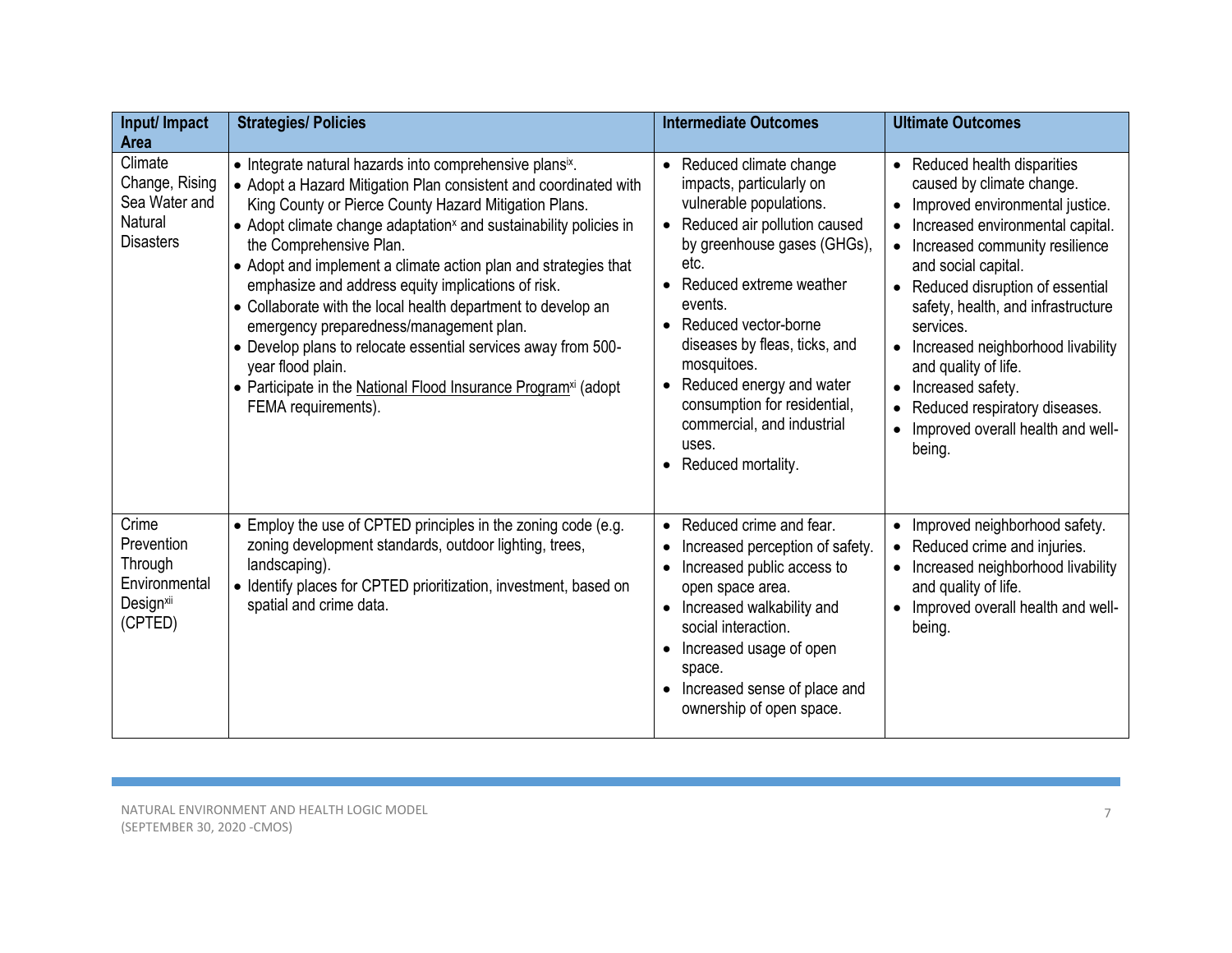| Input/ Impact Area | Strategies/ Policies | Intermediate Outcomes | Ultimate Outcomes |
|---|---|---|---|
| Climate Change, Rising Sea Water and Natural Disasters | • Integrate natural hazards into comprehensive plans[ix].<br>• Adopt a Hazard Mitigation Plan consistent and coordinated with King County or Pierce County Hazard Mitigation Plans.<br>• Adopt climate change adaptation[x] and sustainability policies in the Comprehensive Plan.<br>• Adopt and implement a climate action plan and strategies that emphasize and address equity implications of risk.<br>• Collaborate with the local health department to develop an emergency preparedness/management plan.<br>• Develop plans to relocate essential services away from 500-year flood plain.<br>• Participate in the National Flood Insurance Program[xi] (adopt FEMA requirements). | • Reduced climate change impacts, particularly on vulnerable populations.<br>• Reduced air pollution caused by greenhouse gases (GHGs), etc.<br>• Reduced extreme weather events.<br>• Reduced vector-borne diseases by fleas, ticks, and mosquitoes.<br>• Reduced energy and water consumption for residential, commercial, and industrial uses.<br>• Reduced mortality. | • Reduced health disparities caused by climate change.<br>• Improved environmental justice.<br>• Increased environmental capital.<br>• Increased community resilience and social capital.<br>• Reduced disruption of essential safety, health, and infrastructure services.<br>• Increased neighborhood livability and quality of life.<br>• Increased safety.<br>• Reduced respiratory diseases.<br>• Improved overall health and well-being. |
| Crime Prevention Through Environmental Design[xii] (CPTED) | • Employ the use of CPTED principles in the zoning code (e.g. zoning development standards, outdoor lighting, trees, landscaping).<br>• Identify places for CPTED prioritization, investment, based on spatial and crime data. | • Reduced crime and fear.<br>• Increased perception of safety.<br>• Increased public access to open space area.<br>• Increased walkability and social interaction.<br>• Increased usage of open space.<br>• Increased sense of place and ownership of open space. | • Improved neighborhood safety.<br>• Reduced crime and injuries.<br>• Increased neighborhood livability and quality of life.<br>• Improved overall health and well-being. |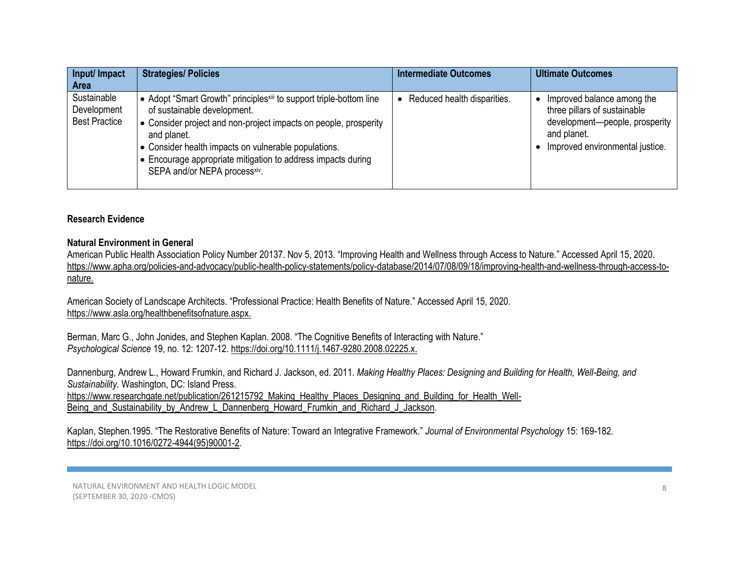| Input/ Impact Area | Strategies/ Policies | Intermediate Outcomes | Ultimate Outcomes |
|---|---|---|---|
| Sustainable Development Best Practice | • Adopt "Smart Growth" principles[xiii] to support triple-bottom line of sustainable development.<br>• Consider project and non-project impacts on people, prosperity and planet.<br>• Consider health impacts on vulnerable populations.<br>• Encourage appropriate mitigation to address impacts during SEPA and/or NEPA process[xiv]. | • Reduced health disparities. | • Improved balance among the three pillars of sustainable development—people, prosperity and planet.<br>• Improved environmental justice. |

**Research Evidence**

**Natural Environment in General**

American Public Health Association Policy Number 20137. Nov 5, 2013. "Improving Health and Wellness through Access to Nature." Accessed April 15, 2020. https://www.apha.org/policies-and-advocacy/public-health-policy-statements/policy-database/2014/07/08/09/18/improving-health-and-wellness-through-access-to-nature.

American Society of Landscape Architects. "Professional Practice: Health Benefits of Nature." Accessed April 15, 2020. https://www.asla.org/healthbenefitsofnature.aspx.

Berman, Marc G., John Jonides, and Stephen Kaplan. 2008. "The Cognitive Benefits of Interacting with Nature." *Psychological Science* 19, no. 12: 1207-12. https://doi.org/10.1111/j.1467-9280.2008.02225.x.

Dannenburg, Andrew L., Howard Frumkin, and Richard J. Jackson, ed. 2011. *Making Healthy Places: Designing and Building for Health, Well-Being, and Sustainability.* Washington, DC: Island Press. https://www.researchgate.net/publication/261215792_Making_Healthy_Places_Designing_and_Building_for_Health_Well-Being_and_Sustainability_by_Andrew_L_Dannenberg_Howard_Frumkin_and_Richard_J_Jackson.

Kaplan, Stephen.1995. "The Restorative Benefits of Nature: Toward an Integrative Framework." *Journal of Environmental Psychology* 15: 169-182. https://doi.org/10.1016/0272-4944(95)90001-2.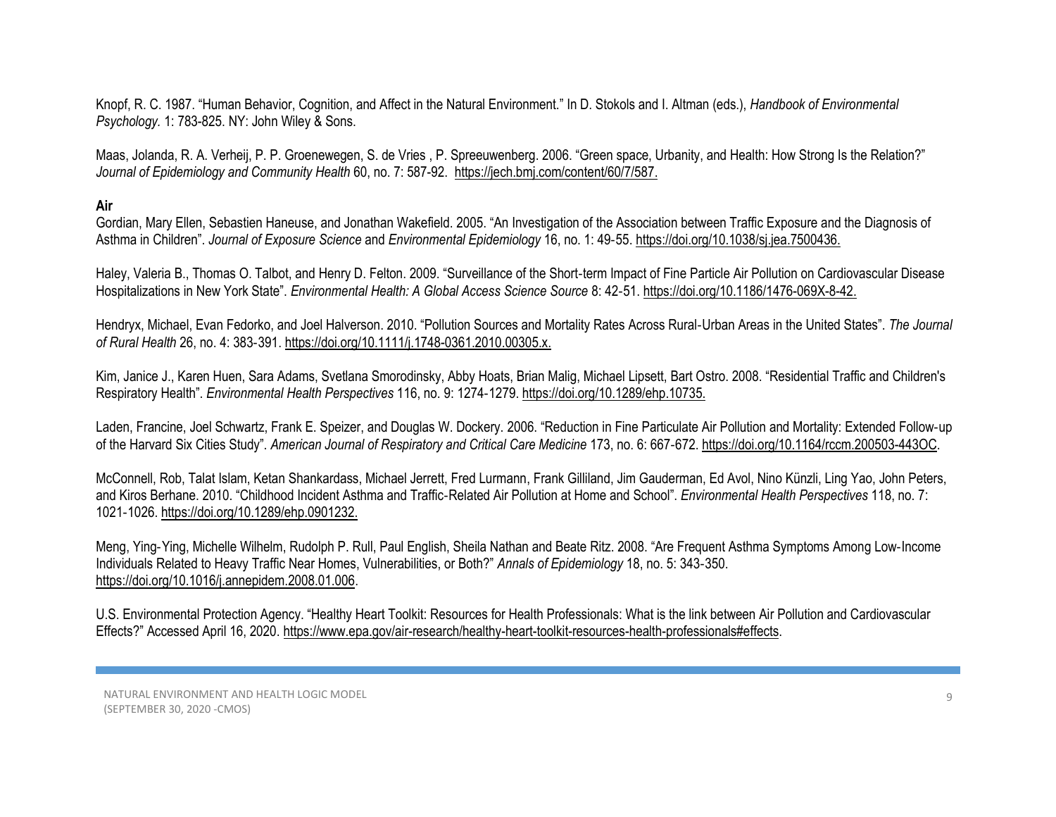Knopf, R. C. 1987. "Human Behavior, Cognition, and Affect in the Natural Environment." In D. Stokols and I. Altman (eds.), *Handbook of Environmental Psychology.* 1: 783-825. NY: John Wiley & Sons.

Maas, Jolanda, R. A. Verheij, P. P. Groenewegen, S. de Vries , P. Spreeuwenberg. 2006. "Green space, Urbanity, and Health: How Strong Is the Relation?" *Journal of Epidemiology and Community Health* 60, no. 7: 587-92. https://jech.bmj.com/content/60/7/587.

**Air**

Gordian, Mary Ellen, Sebastien Haneuse, and Jonathan Wakefield. 2005. "An Investigation of the Association between Traffic Exposure and the Diagnosis of Asthma in Children". *Journal of Exposure Science* and *Environmental Epidemiology* 16, no. 1: 49-55. https://doi.org/10.1038/sj.jea.7500436.

Haley, Valeria B., Thomas O. Talbot, and Henry D. Felton. 2009. "Surveillance of the Short-term Impact of Fine Particle Air Pollution on Cardiovascular Disease Hospitalizations in New York State". *Environmental Health: A Global Access Science Source* 8: 42-51. https://doi.org/10.1186/1476-069X-8-42.

Hendryx, Michael, Evan Fedorko, and Joel Halverson. 2010. "Pollution Sources and Mortality Rates Across Rural-Urban Areas in the United States". *The Journal of Rural Health* 26, no. 4: 383-391. https://doi.org/10.1111/j.1748-0361.2010.00305.x.

Kim, Janice J., Karen Huen, Sara Adams, Svetlana Smorodinsky, Abby Hoats, Brian Malig, Michael Lipsett, Bart Ostro. 2008. "Residential Traffic and Children's Respiratory Health". *Environmental Health Perspectives* 116, no. 9: 1274-1279. https://doi.org/10.1289/ehp.10735.

Laden, Francine, Joel Schwartz, Frank E. Speizer, and Douglas W. Dockery. 2006. "Reduction in Fine Particulate Air Pollution and Mortality: Extended Follow-up of the Harvard Six Cities Study". *American Journal of Respiratory and Critical Care Medicine* 173, no. 6: 667-672. https://doi.org/10.1164/rccm.200503-443OC.

McConnell, Rob, Talat Islam, Ketan Shankardass, Michael Jerrett, Fred Lurmann, Frank Gilliland, Jim Gauderman, Ed Avol, Nino Künzli, Ling Yao, John Peters, and Kiros Berhane. 2010. "Childhood Incident Asthma and Traffic-Related Air Pollution at Home and School". *Environmental Health Perspectives* 118, no. 7: 1021-1026. https://doi.org/10.1289/ehp.0901232.

Meng, Ying-Ying, Michelle Wilhelm, Rudolph P. Rull, Paul English, Sheila Nathan and Beate Ritz. 2008. "Are Frequent Asthma Symptoms Among Low-Income Individuals Related to Heavy Traffic Near Homes, Vulnerabilities, or Both?" *Annals of Epidemiology* 18, no. 5: 343-350. https://doi.org/10.1016/j.annepidem.2008.01.006.

U.S. Environmental Protection Agency. "Healthy Heart Toolkit: Resources for Health Professionals: What is the link between Air Pollution and Cardiovascular Effects?" Accessed April 16, 2020. https://www.epa.gov/air-research/healthy-heart-toolkit-resources-health-professionals#effects.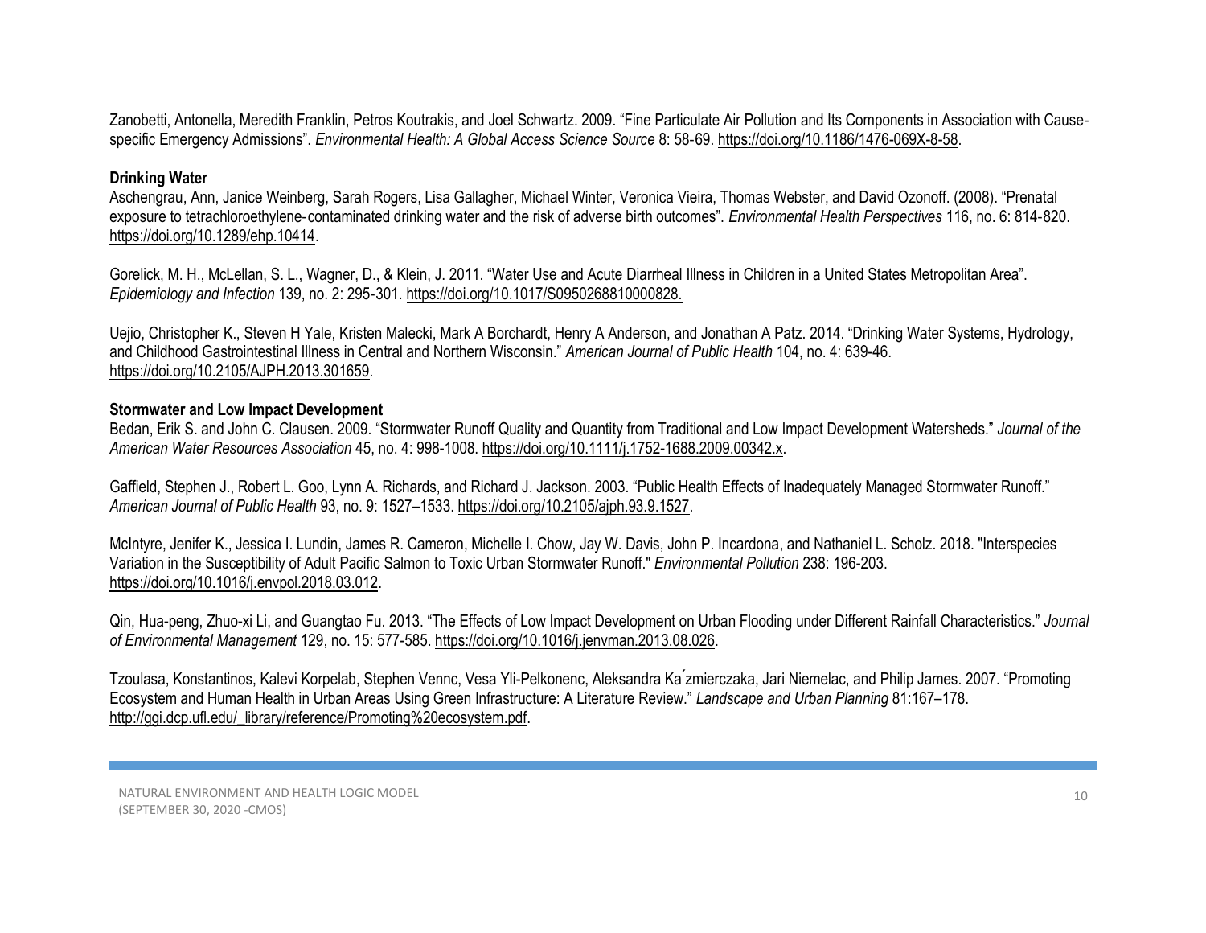Zanobetti, Antonella, Meredith Franklin, Petros Koutrakis, and Joel Schwartz. 2009. "Fine Particulate Air Pollution and Its Components in Association with Cause-specific Emergency Admissions". *Environmental Health: A Global Access Science Source* 8: 58-69. https://doi.org/10.1186/1476-069X-8-58.

**Drinking Water**

Aschengrau, Ann, Janice Weinberg, Sarah Rogers, Lisa Gallagher, Michael Winter, Veronica Vieira, Thomas Webster, and David Ozonoff. (2008). "Prenatal exposure to tetrachloroethylene-contaminated drinking water and the risk of adverse birth outcomes". *Environmental Health Perspectives* 116, no. 6: 814-820. https://doi.org/10.1289/ehp.10414.

Gorelick, M. H., McLellan, S. L., Wagner, D., & Klein, J. 2011. "Water Use and Acute Diarrheal Illness in Children in a United States Metropolitan Area". *Epidemiology and Infection* 139, no. 2: 295-301. https://doi.org/10.1017/S0950268810000828.

Uejio, Christopher K., Steven H Yale, Kristen Malecki, Mark A Borchardt, Henry A Anderson, and Jonathan A Patz. 2014. "Drinking Water Systems, Hydrology, and Childhood Gastrointestinal Illness in Central and Northern Wisconsin." *American Journal of Public Health* 104, no. 4: 639-46. https://doi.org/10.2105/AJPH.2013.301659.

**Stormwater and Low Impact Development**

Bedan, Erik S. and John C. Clausen. 2009. "Stormwater Runoff Quality and Quantity from Traditional and Low Impact Development Watersheds." *Journal of the American Water Resources Association* 45, no. 4: 998-1008. https://doi.org/10.1111/j.1752-1688.2009.00342.x.

Gaffield, Stephen J., Robert L. Goo, Lynn A. Richards, and Richard J. Jackson. 2003. "Public Health Effects of Inadequately Managed Stormwater Runoff." *American Journal of Public Health* 93, no. 9: 1527–1533. https://doi.org/10.2105/ajph.93.9.1527.

McIntyre, Jenifer K., Jessica I. Lundin, James R. Cameron, Michelle I. Chow, Jay W. Davis, John P. Incardona, and Nathaniel L. Scholz. 2018. "Interspecies Variation in the Susceptibility of Adult Pacific Salmon to Toxic Urban Stormwater Runoff." *Environmental Pollution* 238: 196-203. https://doi.org/10.1016/j.envpol.2018.03.012.

Qin, Hua-peng, Zhuo-xi Li, and Guangtao Fu. 2013. "The Effects of Low Impact Development on Urban Flooding under Different Rainfall Characteristics." *Journal of Environmental Management* 129, no. 15: 577-585. https://doi.org/10.1016/j.jenvman.2013.08.026.

Tzoulasa, Konstantinos, Kalevi Korpelab, Stephen Vennc, Vesa Yli-Pelkonenc, Aleksandra Ka´zmierczaka, Jari Niemelac, and Philip James. 2007. "Promoting Ecosystem and Human Health in Urban Areas Using Green Infrastructure: A Literature Review." *Landscape and Urban Planning* 81:167–178. http://ggi.dcp.ufl.edu/_library/reference/Promoting%20ecosystem.pdf.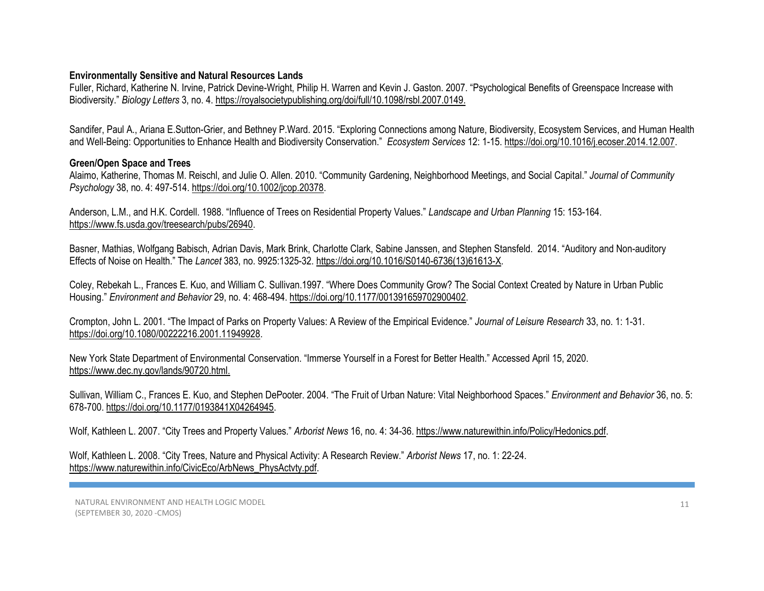**Environmentally Sensitive and Natural Resources Lands**

Fuller, Richard, Katherine N. Irvine, Patrick Devine-Wright, Philip H. Warren and Kevin J. Gaston. 2007. "Psychological Benefits of Greenspace Increase with Biodiversity." *Biology Letters* 3, no. 4. https://royalsocietypublishing.org/doi/full/10.1098/rsbl.2007.0149.

Sandifer, Paul A., Ariana E.Sutton-Grier, and Bethney P.Ward. 2015. "Exploring Connections among Nature, Biodiversity, Ecosystem Services, and Human Health and Well-Being: Opportunities to Enhance Health and Biodiversity Conservation." *Ecosystem Services* 12: 1-15. https://doi.org/10.1016/j.ecoser.2014.12.007.

**Green/Open Space and Trees**

Alaimo, Katherine, Thomas M. Reischl, and Julie O. Allen. 2010. "Community Gardening, Neighborhood Meetings, and Social Capital." *Journal of Community Psychology* 38, no. 4: 497-514. https://doi.org/10.1002/jcop.20378.

Anderson, L.M., and H.K. Cordell. 1988. "Influence of Trees on Residential Property Values." *Landscape and Urban Planning* 15: 153-164. https://www.fs.usda.gov/treesearch/pubs/26940.

Basner, Mathias, Wolfgang Babisch, Adrian Davis, Mark Brink, Charlotte Clark, Sabine Janssen, and Stephen Stansfeld. 2014. "Auditory and Non-auditory Effects of Noise on Health." The *Lancet* 383, no. 9925:1325-32. https://doi.org/10.1016/S0140-6736(13)61613-X.

Coley, Rebekah L., Frances E. Kuo, and William C. Sullivan.1997. "Where Does Community Grow? The Social Context Created by Nature in Urban Public Housing." *Environment and Behavior* 29, no. 4: 468-494. https://doi.org/10.1177/001391659702900402.

Crompton, John L. 2001. "The Impact of Parks on Property Values: A Review of the Empirical Evidence." *Journal of Leisure Research* 33, no. 1: 1-31. https://doi.org/10.1080/00222216.2001.11949928.

New York State Department of Environmental Conservation. "Immerse Yourself in a Forest for Better Health." Accessed April 15, 2020. https://www.dec.ny.gov/lands/90720.html.

Sullivan, William C., Frances E. Kuo, and Stephen DePooter. 2004. "The Fruit of Urban Nature: Vital Neighborhood Spaces." *Environment and Behavior* 36, no. 5: 678-700. https://doi.org/10.1177/0193841X04264945.

Wolf, Kathleen L. 2007. "City Trees and Property Values." *Arborist News* 16, no. 4: 34-36. https://www.naturewithin.info/Policy/Hedonics.pdf.

Wolf, Kathleen L. 2008. "City Trees, Nature and Physical Activity: A Research Review." *Arborist News* 17, no. 1: 22-24. https://www.naturewithin.info/CivicEco/ArbNews_PhysActvty.pdf.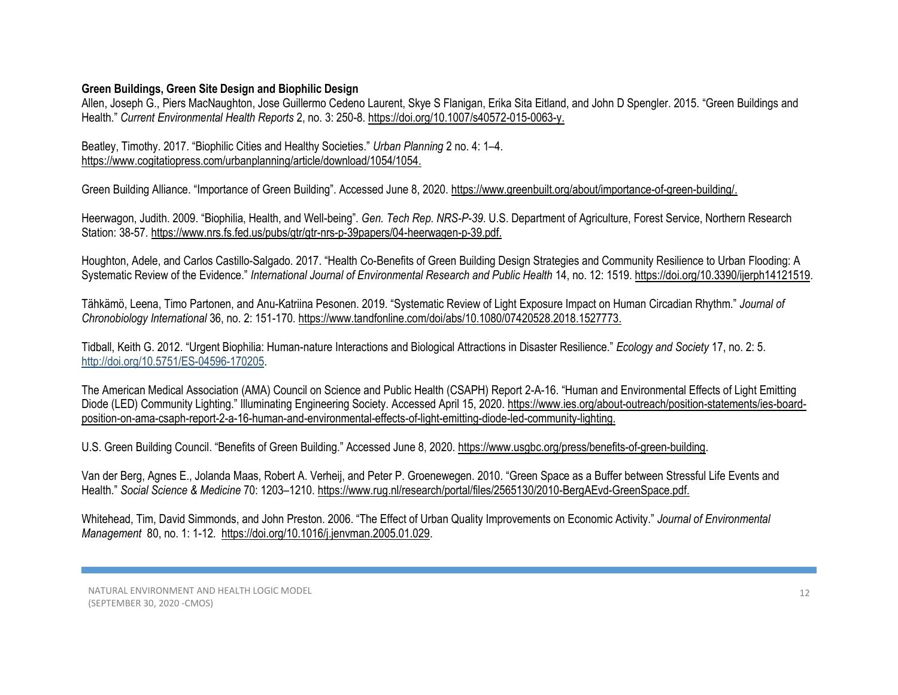**Green Buildings, Green Site Design and Biophilic Design**

Allen, Joseph G., Piers MacNaughton, Jose Guillermo Cedeno Laurent, Skye S Flanigan, Erika Sita Eitland, and John D Spengler. 2015. "Green Buildings and Health." *Current Environmental Health Reports* 2, no. 3: 250-8. https://doi.org/10.1007/s40572-015-0063-y.

Beatley, Timothy. 2017. "Biophilic Cities and Healthy Societies." *Urban Planning* 2 no. 4: 1–4. https://www.cogitatiopress.com/urbanplanning/article/download/1054/1054.

Green Building Alliance. "Importance of Green Building". Accessed June 8, 2020. https://www.greenbuilt.org/about/importance-of-green-building/.

Heerwagon, Judith. 2009. "Biophilia, Health, and Well-being". *Gen. Tech Rep. NRS-P-39*. U.S. Department of Agriculture, Forest Service, Northern Research Station: 38-57. https://www.nrs.fs.fed.us/pubs/gtr/gtr-nrs-p-39papers/04-heerwagen-p-39.pdf.

Houghton, Adele, and Carlos Castillo-Salgado. 2017. "Health Co-Benefits of Green Building Design Strategies and Community Resilience to Urban Flooding: A Systematic Review of the Evidence." *International Journal of Environmental Research and Public Health* 14, no. 12: 1519. https://doi.org/10.3390/ijerph14121519.

Tähkämö, Leena, Timo Partonen, and Anu-Katriina Pesonen. 2019. "Systematic Review of Light Exposure Impact on Human Circadian Rhythm." *Journal of Chronobiology International* 36, no. 2: 151-170. https://www.tandfonline.com/doi/abs/10.1080/07420528.2018.1527773.

Tidball, Keith G. 2012. "Urgent Biophilia: Human-nature Interactions and Biological Attractions in Disaster Resilience." *Ecology and Society* 17, no. 2: 5. http://doi.org/10.5751/ES-04596-170205.

The American Medical Association (AMA) Council on Science and Public Health (CSAPH) Report 2-A-16. "Human and Environmental Effects of Light Emitting Diode (LED) Community Lighting." Illuminating Engineering Society. Accessed April 15, 2020. https://www.ies.org/about-outreach/position-statements/ies-board-position-on-ama-csaph-report-2-a-16-human-and-environmental-effects-of-light-emitting-diode-led-community-lighting.

U.S. Green Building Council. "Benefits of Green Building." Accessed June 8, 2020. https://www.usgbc.org/press/benefits-of-green-building.

Van der Berg, Agnes E., Jolanda Maas, Robert A. Verheij, and Peter P. Groenewegen. 2010. "Green Space as a Buffer between Stressful Life Events and Health." *Social Science & Medicine* 70: 1203–1210. https://www.rug.nl/research/portal/files/2565130/2010-BergAEvd-GreenSpace.pdf.

Whitehead, Tim, David Simmonds, and John Preston. 2006. "The Effect of Urban Quality Improvements on Economic Activity." *Journal of Environmental Management* 80, no. 1: 1-12. https://doi.org/10.1016/j.jenvman.2005.01.029.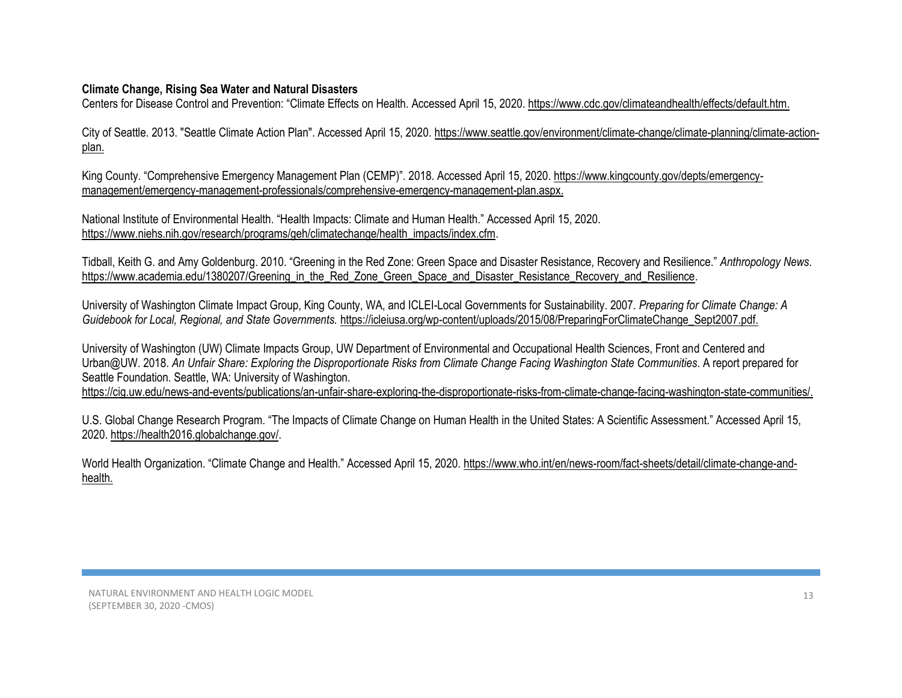**Climate Change, Rising Sea Water and Natural Disasters**

Centers for Disease Control and Prevention: "Climate Effects on Health. Accessed April 15, 2020. https://www.cdc.gov/climateandhealth/effects/default.htm.

City of Seattle. 2013. "Seattle Climate Action Plan". Accessed April 15, 2020. https://www.seattle.gov/environment/climate-change/climate-planning/climate-action-plan.

King County. "Comprehensive Emergency Management Plan (CEMP)". 2018. Accessed April 15, 2020. https://www.kingcounty.gov/depts/emergency-management/emergency-management-professionals/comprehensive-emergency-management-plan.aspx.

National Institute of Environmental Health. "Health Impacts: Climate and Human Health." Accessed April 15, 2020. https://www.niehs.nih.gov/research/programs/geh/climatechange/health_impacts/index.cfm.

Tidball, Keith G. and Amy Goldenburg. 2010. "Greening in the Red Zone: Green Space and Disaster Resistance, Recovery and Resilience." *Anthropology News*. https://www.academia.edu/1380207/Greening_in_the_Red_Zone_Green_Space_and_Disaster_Resistance_Recovery_and_Resilience.

University of Washington Climate Impact Group, King County, WA, and ICLEI-Local Governments for Sustainability. 2007. *Preparing for Climate Change: A Guidebook for Local, Regional, and State Governments.* https://icleiusa.org/wp-content/uploads/2015/08/PreparingForClimateChange_Sept2007.pdf.

University of Washington (UW) Climate Impacts Group, UW Department of Environmental and Occupational Health Sciences, Front and Centered and Urban@UW. 2018. *An Unfair Share: Exploring the Disproportionate Risks from Climate Change Facing Washington State Communities*. A report prepared for Seattle Foundation. Seattle, WA: University of Washington. https://cig.uw.edu/news-and-events/publications/an-unfair-share-exploring-the-disproportionate-risks-from-climate-change-facing-washington-state-communities/.

U.S. Global Change Research Program. "The Impacts of Climate Change on Human Health in the United States: A Scientific Assessment." Accessed April 15, 2020. https://health2016.globalchange.gov/.

World Health Organization. "Climate Change and Health." Accessed April 15, 2020. https://www.who.int/en/news-room/fact-sheets/detail/climate-change-and-health.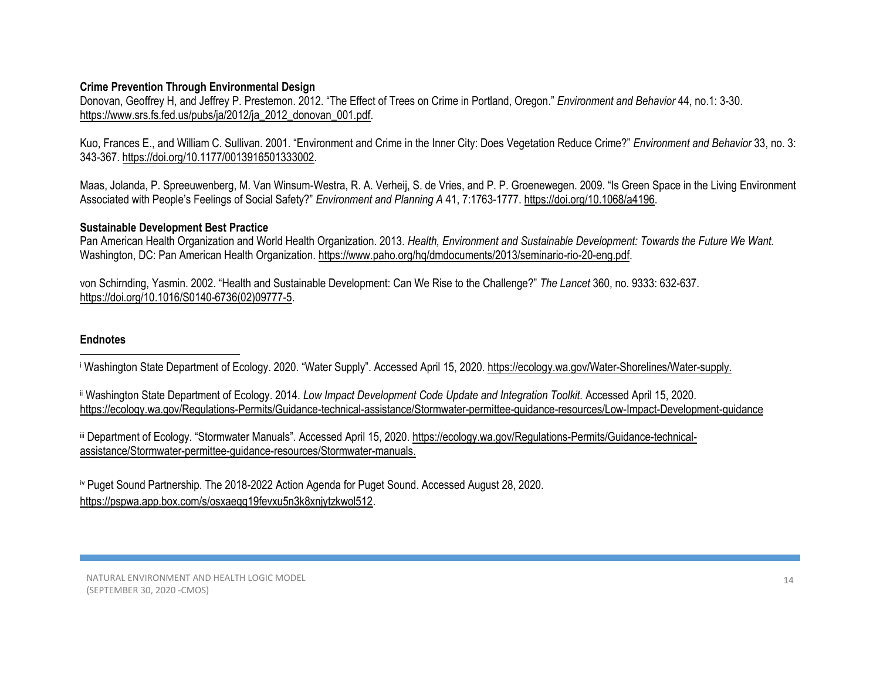**Crime Prevention Through Environmental Design**

Donovan, Geoffrey H, and Jeffrey P. Prestemon. 2012. "The Effect of Trees on Crime in Portland, Oregon." *Environment and Behavior* 44, no.1: 3-30. https://www.srs.fs.fed.us/pubs/ja/2012/ja_2012_donovan_001.pdf.

Kuo, Frances E., and William C. Sullivan. 2001. "Environment and Crime in the Inner City: Does Vegetation Reduce Crime?" *Environment and Behavior* 33, no. 3: 343-367. https://doi.org/10.1177/0013916501333002.

Maas, Jolanda, P. Spreeuwenberg, M. Van Winsum-Westra, R. A. Verheij, S. de Vries, and P. P. Groenewegen. 2009. "Is Green Space in the Living Environment Associated with People's Feelings of Social Safety?" *Environment and Planning A* 41, 7:1763-1777. https://doi.org/10.1068/a4196.

**Sustainable Development Best Practice**

Pan American Health Organization and World Health Organization. 2013. *Health, Environment and Sustainable Development: Towards the Future We Want.* Washington, DC: Pan American Health Organization. https://www.paho.org/hq/dmdocuments/2013/seminario-rio-20-eng.pdf.

von Schirnding, Yasmin. 2002. "Health and Sustainable Development: Can We Rise to the Challenge?" *The Lancet* 360, no. 9333: 632-637. https://doi.org/10.1016/S0140-6736(02)09777-5.

**Endnotes**

---

[i] Washington State Department of Ecology. 2020. "Water Supply". Accessed April 15, 2020. https://ecology.wa.gov/Water-Shorelines/Water-supply.

[ii] Washington State Department of Ecology. 2014. *Low Impact Development Code Update and Integration Toolkit.* Accessed April 15, 2020. https://ecology.wa.gov/Regulations-Permits/Guidance-technical-assistance/Stormwater-permittee-guidance-resources/Low-Impact-Development-guidance

[iii] Department of Ecology. "Stormwater Manuals". Accessed April 15, 2020. https://ecology.wa.gov/Regulations-Permits/Guidance-technical-assistance/Stormwater-permittee-guidance-resources/Stormwater-manuals.

[iv] Puget Sound Partnership. The 2018-2022 Action Agenda for Puget Sound. Accessed August 28, 2020. https://pspwa.app.box.com/s/osxaeqg19fevxu5n3k8xnjytzkwol512.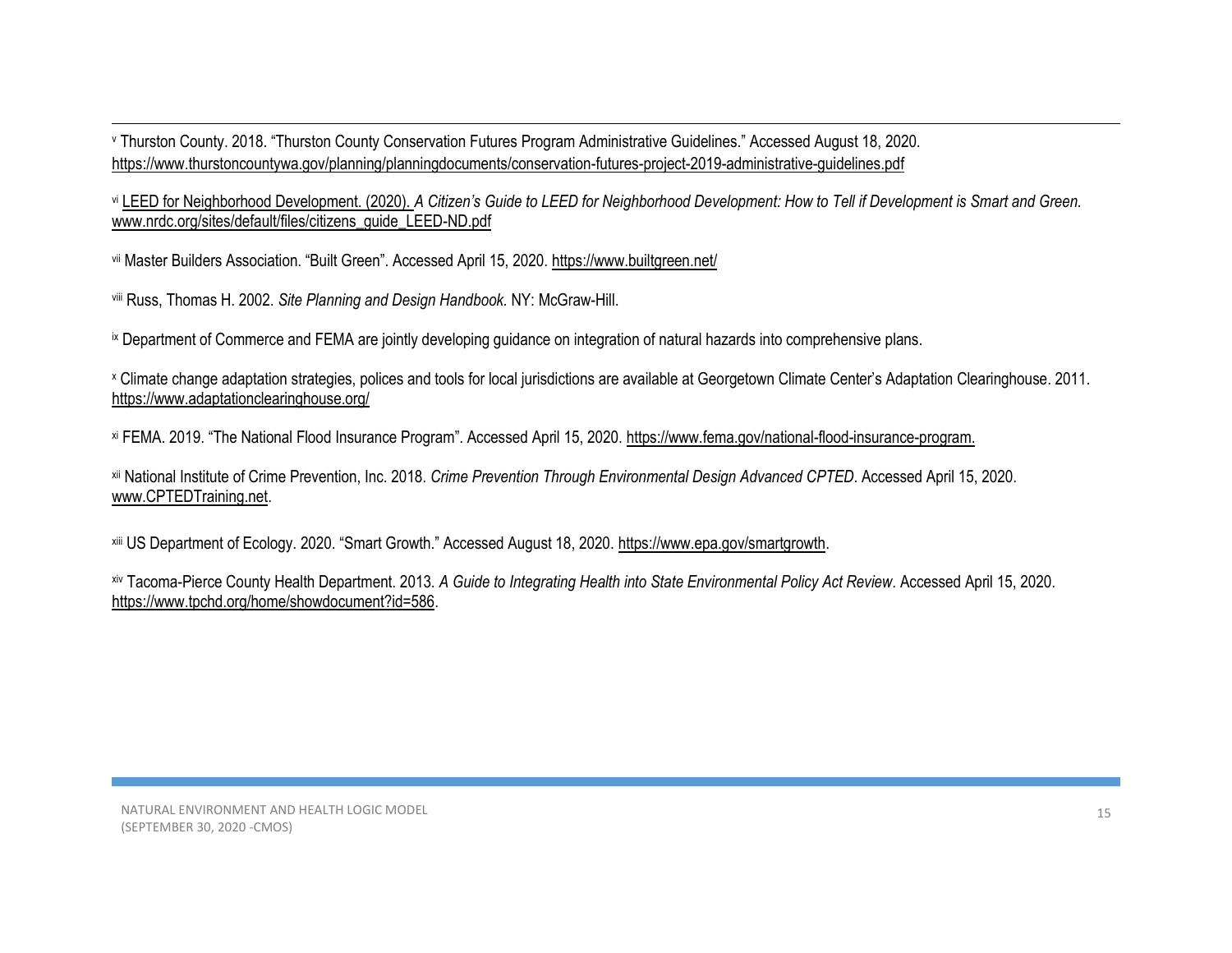[v] Thurston County. 2018. "Thurston County Conservation Futures Program Administrative Guidelines." Accessed August 18, 2020. https://www.thurstoncountywa.gov/planning/planningdocuments/conservation-futures-project-2019-administrative-guidelines.pdf

[vi] LEED for Neighborhood Development. (2020). *A Citizen's Guide to LEED for Neighborhood Development: How to Tell if Development is Smart and Green.* www.nrdc.org/sites/default/files/citizens_guide_LEED-ND.pdf

[vii] Master Builders Association. "Built Green". Accessed April 15, 2020. https://www.builtgreen.net/

[viii] Russ, Thomas H. 2002. *Site Planning and Design Handbook.* NY: McGraw-Hill.

[ix] Department of Commerce and FEMA are jointly developing guidance on integration of natural hazards into comprehensive plans.

[x] Climate change adaptation strategies, polices and tools for local jurisdictions are available at Georgetown Climate Center's Adaptation Clearinghouse. 2011. https://www.adaptationclearinghouse.org/

[xi] FEMA. 2019. "The National Flood Insurance Program". Accessed April 15, 2020. https://www.fema.gov/national-flood-insurance-program.

[xii] National Institute of Crime Prevention, Inc. 2018. *Crime Prevention Through Environmental Design Advanced CPTED*. Accessed April 15, 2020. www.CPTEDTraining.net.

[xiii] US Department of Ecology. 2020. "Smart Growth." Accessed August 18, 2020. https://www.epa.gov/smartgrowth.

[xiv] Tacoma-Pierce County Health Department. 2013. *A Guide to Integrating Health into State Environmental Policy Act Review*. Accessed April 15, 2020. https://www.tpchd.org/home/showdocument?id=586.